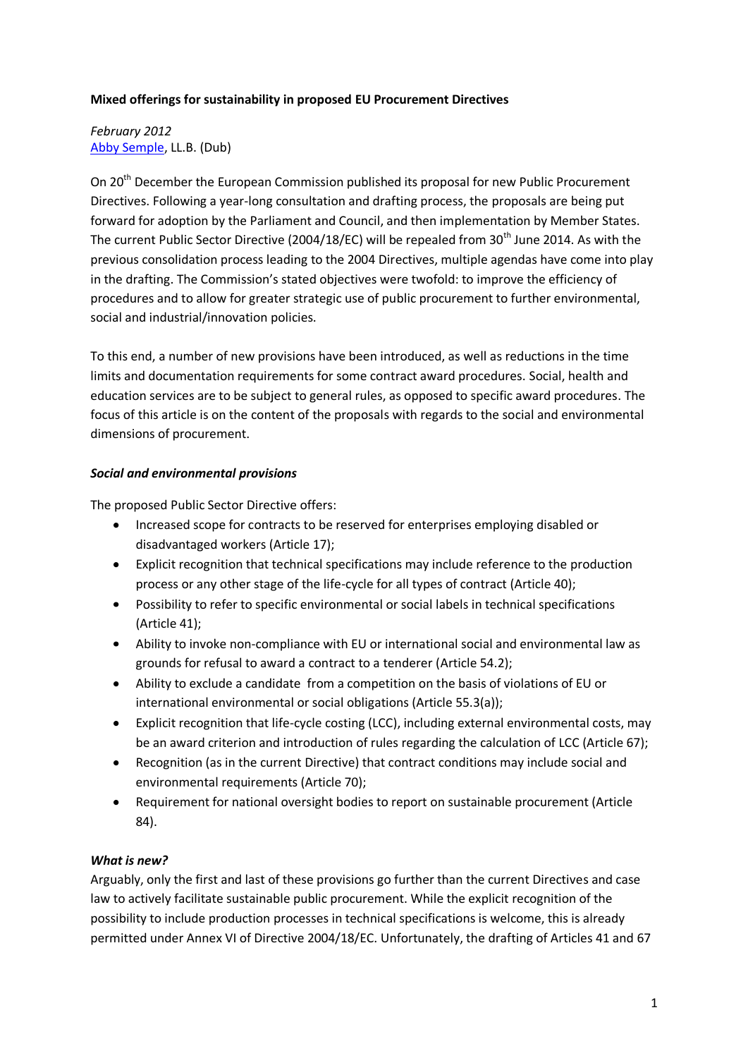**Mixed offerings for sustainability in proposed EU Procurement Directives**

*February 2012*
[Abby Semple](), LL.B. (Dub)

On 20th December the European Commission published its proposal for new Public Procurement Directives. Following a year-long consultation and drafting process, the proposals are being put forward for adoption by the Parliament and Council, and then implementation by Member States. The current Public Sector Directive (2004/18/EC) will be repealed from 30th June 2014. As with the previous consolidation process leading to the 2004 Directives, multiple agendas have come into play in the drafting. The Commission's stated objectives were twofold: to improve the efficiency of procedures and to allow for greater strategic use of public procurement to further environmental, social and industrial/innovation policies.

To this end, a number of new provisions have been introduced, as well as reductions in the time limits and documentation requirements for some contract award procedures. Social, health and education services are to be subject to general rules, as opposed to specific award procedures. The focus of this article is on the content of the proposals with regards to the social and environmental dimensions of procurement.

***Social and environmental provisions***

The proposed Public Sector Directive offers:

- Increased scope for contracts to be reserved for enterprises employing disabled or disadvantaged workers (Article 17);
- Explicit recognition that technical specifications may include reference to the production process or any other stage of the life-cycle for all types of contract (Article 40);
- Possibility to refer to specific environmental or social labels in technical specifications (Article 41);
- Ability to invoke non-compliance with EU or international social and environmental law as grounds for refusal to award a contract to a tenderer (Article 54.2);
- Ability to exclude a candidate from a competition on the basis of violations of EU or international environmental or social obligations (Article 55.3(a));
- Explicit recognition that life-cycle costing (LCC), including external environmental costs, may be an award criterion and introduction of rules regarding the calculation of LCC (Article 67);
- Recognition (as in the current Directive) that contract conditions may include social and environmental requirements (Article 70);
- Requirement for national oversight bodies to report on sustainable procurement (Article 84).

***What is new?***

Arguably, only the first and last of these provisions go further than the current Directives and case law to actively facilitate sustainable public procurement. While the explicit recognition of the possibility to include production processes in technical specifications is welcome, this is already permitted under Annex VI of Directive 2004/18/EC. Unfortunately, the drafting of Articles 41 and 67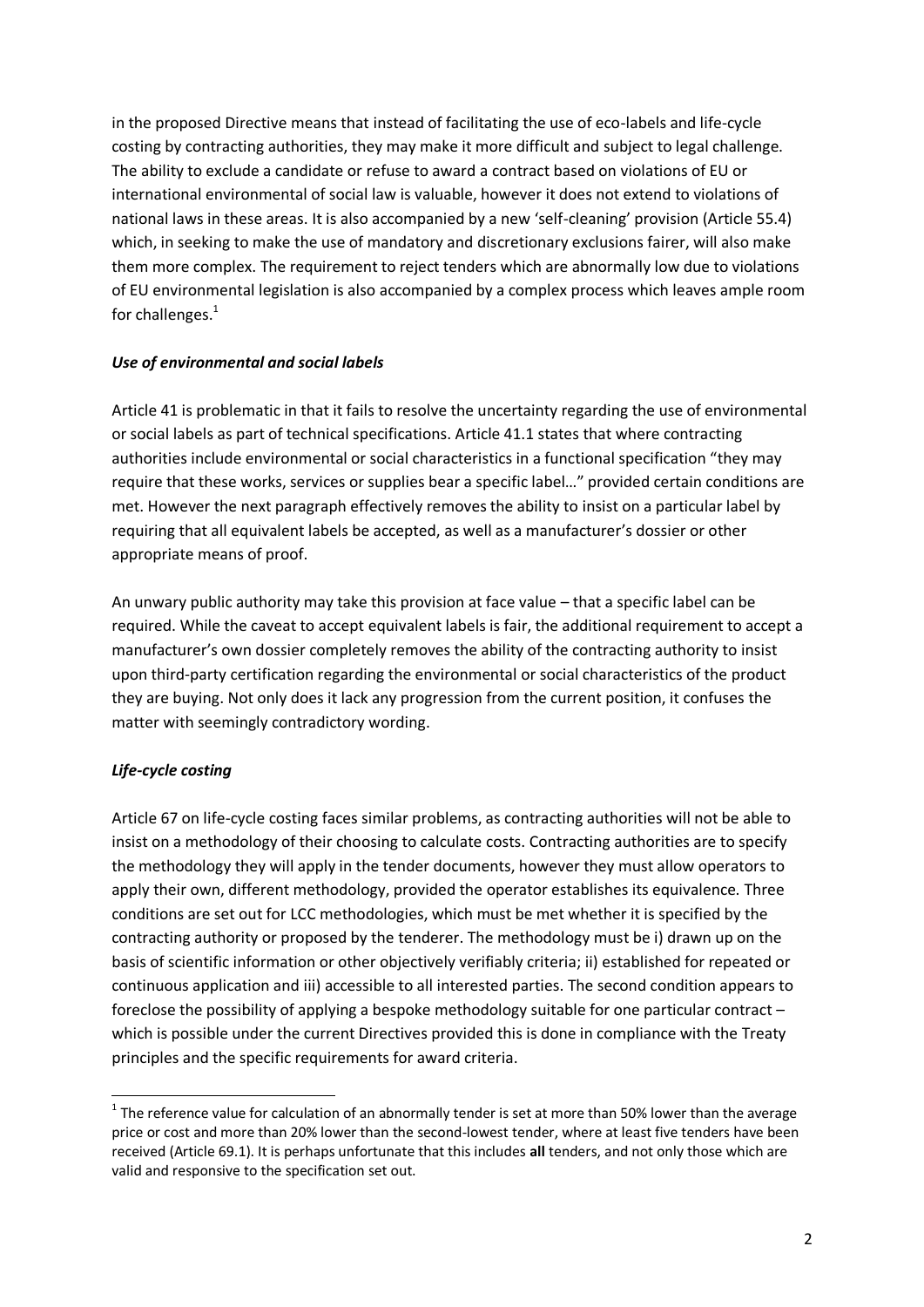in the proposed Directive means that instead of facilitating the use of eco-labels and life-cycle costing by contracting authorities, they may make it more difficult and subject to legal challenge. The ability to exclude a candidate or refuse to award a contract based on violations of EU or international environmental of social law is valuable, however it does not extend to violations of national laws in these areas. It is also accompanied by a new 'self-cleaning' provision (Article 55.4) which, in seeking to make the use of mandatory and discretionary exclusions fairer, will also make them more complex. The requirement to reject tenders which are abnormally low due to violations of EU environmental legislation is also accompanied by a complex process which leaves ample room for challenges.[1]

### *Use of environmental and social labels*

Article 41 is problematic in that it fails to resolve the uncertainty regarding the use of environmental or social labels as part of technical specifications. Article 41.1 states that where contracting authorities include environmental or social characteristics in a functional specification "they may require that these works, services or supplies bear a specific label…" provided certain conditions are met. However the next paragraph effectively removes the ability to insist on a particular label by requiring that all equivalent labels be accepted, as well as a manufacturer's dossier or other appropriate means of proof.

An unwary public authority may take this provision at face value – that a specific label can be required. While the caveat to accept equivalent labels is fair, the additional requirement to accept a manufacturer's own dossier completely removes the ability of the contracting authority to insist upon third-party certification regarding the environmental or social characteristics of the product they are buying. Not only does it lack any progression from the current position, it confuses the matter with seemingly contradictory wording.

### *Life-cycle costing*

Article 67 on life-cycle costing faces similar problems, as contracting authorities will not be able to insist on a methodology of their choosing to calculate costs. Contracting authorities are to specify the methodology they will apply in the tender documents, however they must allow operators to apply their own, different methodology, provided the operator establishes its equivalence. Three conditions are set out for LCC methodologies, which must be met whether it is specified by the contracting authority or proposed by the tenderer. The methodology must be i) drawn up on the basis of scientific information or other objectively verifiably criteria; ii) established for repeated or continuous application and iii) accessible to all interested parties. The second condition appears to foreclose the possibility of applying a bespoke methodology suitable for one particular contract – which is possible under the current Directives provided this is done in compliance with the Treaty principles and the specific requirements for award criteria.

---

[1] The reference value for calculation of an abnormally tender is set at more than 50% lower than the average price or cost and more than 20% lower than the second-lowest tender, where at least five tenders have been received (Article 69.1). It is perhaps unfortunate that this includes **all** tenders, and not only those which are valid and responsive to the specification set out.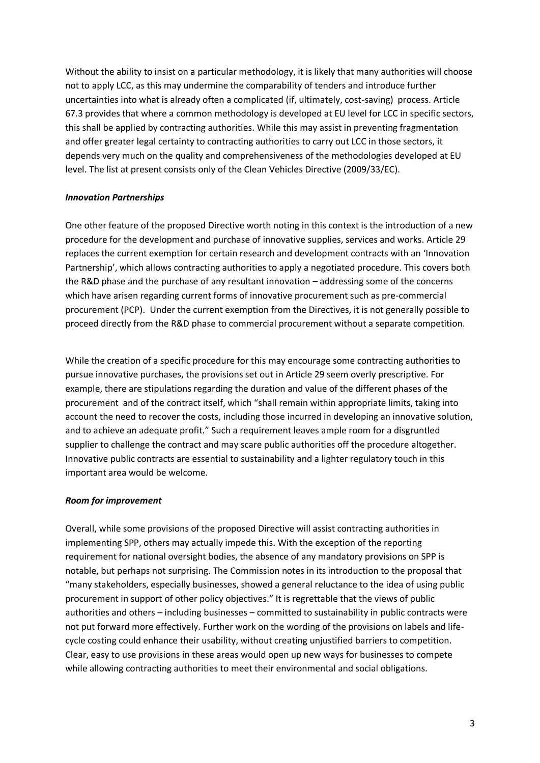Without the ability to insist on a particular methodology, it is likely that many authorities will choose not to apply LCC, as this may undermine the comparability of tenders and introduce further uncertainties into what is already often a complicated (if, ultimately, cost-saving) process. Article 67.3 provides that where a common methodology is developed at EU level for LCC in specific sectors, this shall be applied by contracting authorities. While this may assist in preventing fragmentation and offer greater legal certainty to contracting authorities to carry out LCC in those sectors, it depends very much on the quality and comprehensiveness of the methodologies developed at EU level. The list at present consists only of the Clean Vehicles Directive (2009/33/EC).

***Innovation Partnerships***

One other feature of the proposed Directive worth noting in this context is the introduction of a new procedure for the development and purchase of innovative supplies, services and works. Article 29 replaces the current exemption for certain research and development contracts with an 'Innovation Partnership', which allows contracting authorities to apply a negotiated procedure. This covers both the R&D phase and the purchase of any resultant innovation – addressing some of the concerns which have arisen regarding current forms of innovative procurement such as pre-commercial procurement (PCP). Under the current exemption from the Directives, it is not generally possible to proceed directly from the R&D phase to commercial procurement without a separate competition.

While the creation of a specific procedure for this may encourage some contracting authorities to pursue innovative purchases, the provisions set out in Article 29 seem overly prescriptive. For example, there are stipulations regarding the duration and value of the different phases of the procurement and of the contract itself, which "shall remain within appropriate limits, taking into account the need to recover the costs, including those incurred in developing an innovative solution, and to achieve an adequate profit." Such a requirement leaves ample room for a disgruntled supplier to challenge the contract and may scare public authorities off the procedure altogether. Innovative public contracts are essential to sustainability and a lighter regulatory touch in this important area would be welcome.

***Room for improvement***

Overall, while some provisions of the proposed Directive will assist contracting authorities in implementing SPP, others may actually impede this. With the exception of the reporting requirement for national oversight bodies, the absence of any mandatory provisions on SPP is notable, but perhaps not surprising. The Commission notes in its introduction to the proposal that "many stakeholders, especially businesses, showed a general reluctance to the idea of using public procurement in support of other policy objectives." It is regrettable that the views of public authorities and others – including businesses – committed to sustainability in public contracts were not put forward more effectively. Further work on the wording of the provisions on labels and life-cycle costing could enhance their usability, without creating unjustified barriers to competition. Clear, easy to use provisions in these areas would open up new ways for businesses to compete while allowing contracting authorities to meet their environmental and social obligations.